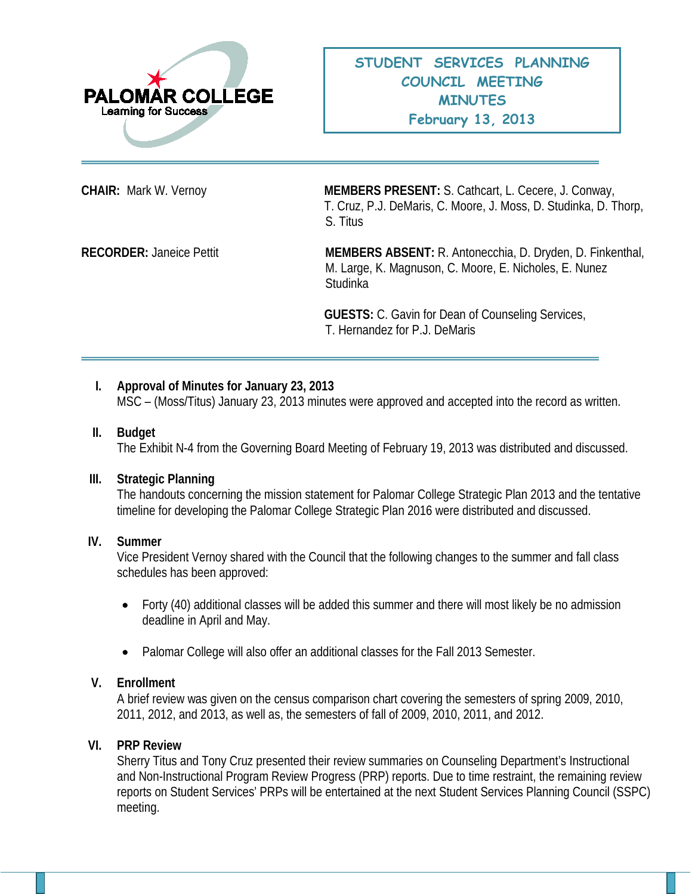PALOMAR COLLEGE
Learning for Success

# STUDENT SERVICES PLANNING COUNCIL MEETING MINUTES
## February 13, 2013

**CHAIR:** Mark W. Vernoy

**MEMBERS PRESENT:** S. Cathcart, L. Cecere, J. Conway, T. Cruz, P.J. DeMaris, C. Moore, J. Moss, D. Studinka, D. Thorp, S. Titus

**RECORDER:** Janeice Pettit

**MEMBERS ABSENT:** R. Antonecchia, D. Dryden, D. Finkenthal, M. Large, K. Magnuson, C. Moore, E. Nicholes, E. Nunez Studinka

**GUESTS:** C. Gavin for Dean of Counseling Services, T. Hernandez for P.J. DeMaris

---

**I. Approval of Minutes for January 23, 2013**

MSC – (Moss/Titus) January 23, 2013 minutes were approved and accepted into the record as written.

**II. Budget**

The Exhibit N-4 from the Governing Board Meeting of February 19, 2013 was distributed and discussed.

**III. Strategic Planning**

The handouts concerning the mission statement for Palomar College Strategic Plan 2013 and the tentative timeline for developing the Palomar College Strategic Plan 2016 were distributed and discussed.

**IV. Summer**

Vice President Vernoy shared with the Council that the following changes to the summer and fall class schedules has been approved:

- Forty (40) additional classes will be added this summer and there will most likely be no admission deadline in April and May.
- Palomar College will also offer an additional classes for the Fall 2013 Semester.

**V. Enrollment**

A brief review was given on the census comparison chart covering the semesters of spring 2009, 2010, 2011, 2012, and 2013, as well as, the semesters of fall of 2009, 2010, 2011, and 2012.

**VI. PRP Review**

Sherry Titus and Tony Cruz presented their review summaries on Counseling Department's Instructional and Non-Instructional Program Review Progress (PRP) reports. Due to time restraint, the remaining review reports on Student Services' PRPs will be entertained at the next Student Services Planning Council (SSPC) meeting.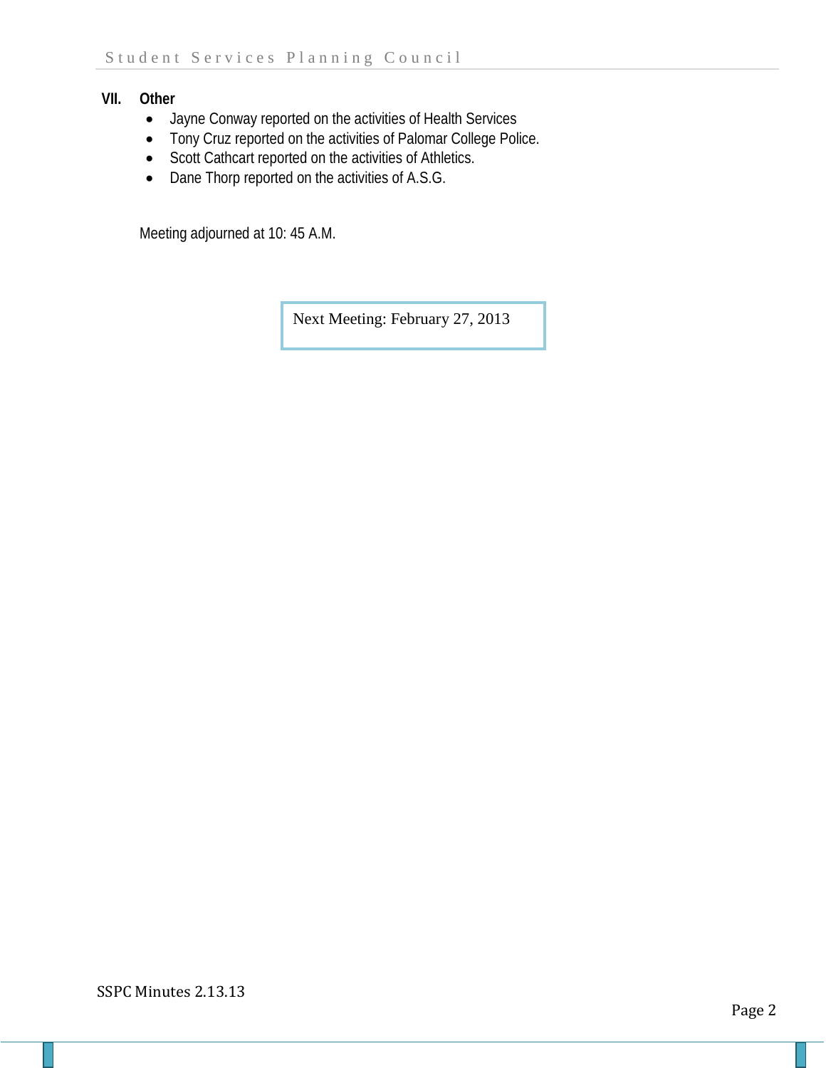## VII. Other

- Jayne Conway reported on the activities of Health Services
- Tony Cruz reported on the activities of Palomar College Police.
- Scott Cathcart reported on the activities of Athletics.
- Dane Thorp reported on the activities of A.S.G.

Meeting adjourned at 10: 45 A.M.

Next Meeting: February 27, 2013